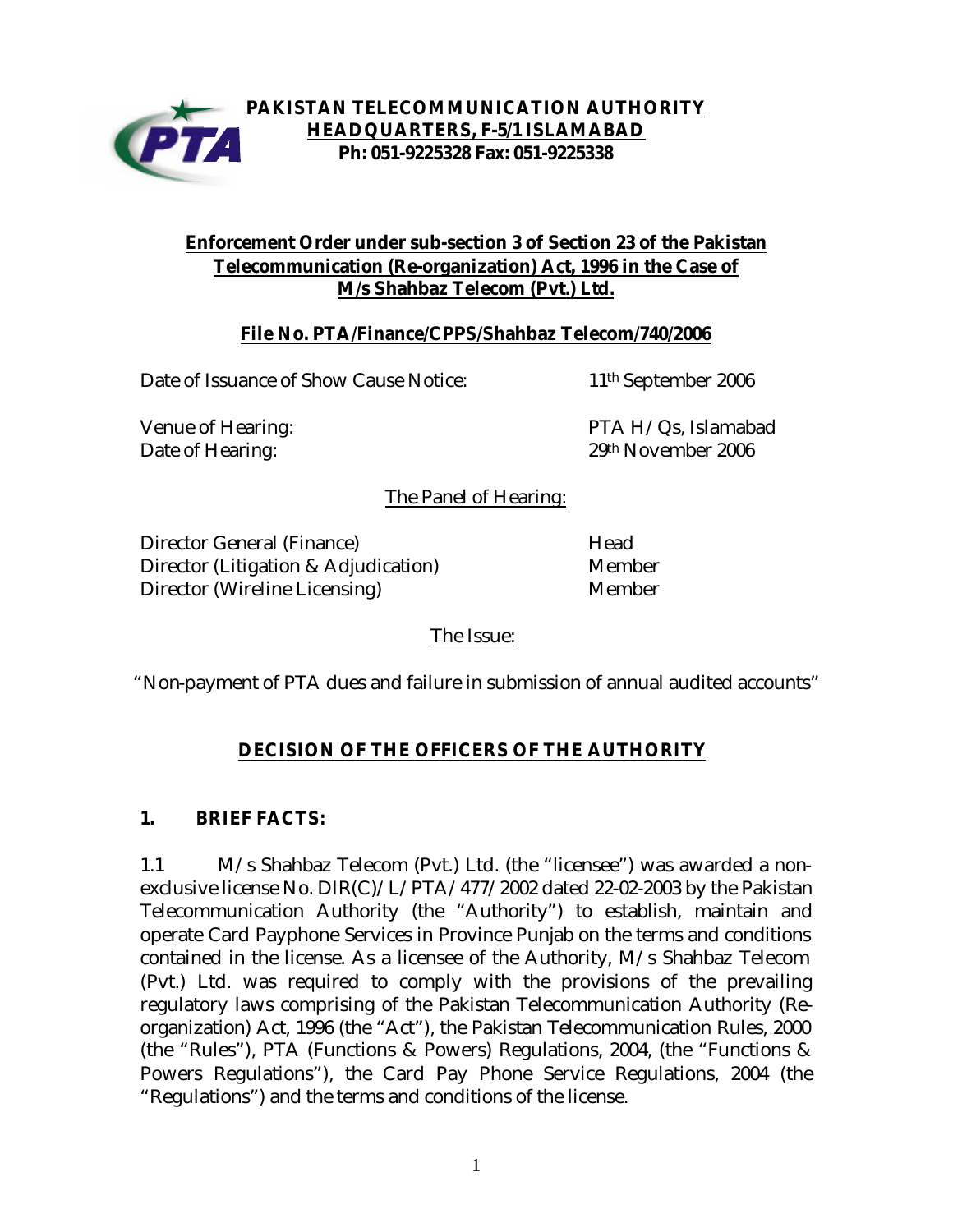**PAKISTAN TELECOMMUNICATION AUTHORITY**
**HEADQUARTERS, F-5/1 ISLAMABAD**
**Ph: 051-9225328 Fax: 051-9225338**

**Enforcement Order under sub-section 3 of Section 23 of the Pakistan Telecommunication (Re-organization) Act, 1996 in the Case of M/s Shahbaz Telecom (Pvt.) Ltd.**

**File No. PTA/Finance/CPPS/Shahbaz Telecom/740/2006**

| | |
|---|---|
| Date of Issuance of Show Cause Notice: | 11th September 2006 |
| Venue of Hearing: | PTA H/Qs, Islamabad |
| Date of Hearing: | 29th November 2006 |

The Panel of Hearing:

| | |
|---|---|
| Director General (Finance) | Head |
| Director (Litigation & Adjudication) | Member |
| Director (Wireline Licensing) | Member |

The Issue:

"Non-payment of PTA dues and failure in submission of annual audited accounts"

## DECISION OF THE OFFICERS OF THE AUTHORITY

### 1. BRIEF FACTS:

1.1 M/s Shahbaz Telecom (Pvt.) Ltd. (the "licensee") was awarded a non-exclusive license No. DIR(C)/L/PTA/477/2002 dated 22-02-2003 by the Pakistan Telecommunication Authority (the "Authority") to establish, maintain and operate Card Payphone Services in Province Punjab on the terms and conditions contained in the license. As a licensee of the Authority, M/s Shahbaz Telecom (Pvt.) Ltd. was required to comply with the provisions of the prevailing regulatory laws comprising of the Pakistan Telecommunication Authority (Re-organization) Act, 1996 (the "Act"), the Pakistan Telecommunication Rules, 2000 (the "Rules"), PTA (Functions & Powers) Regulations, 2004, (the "Functions & Powers Regulations"), the Card Pay Phone Service Regulations, 2004 (the "Regulations") and the terms and conditions of the license.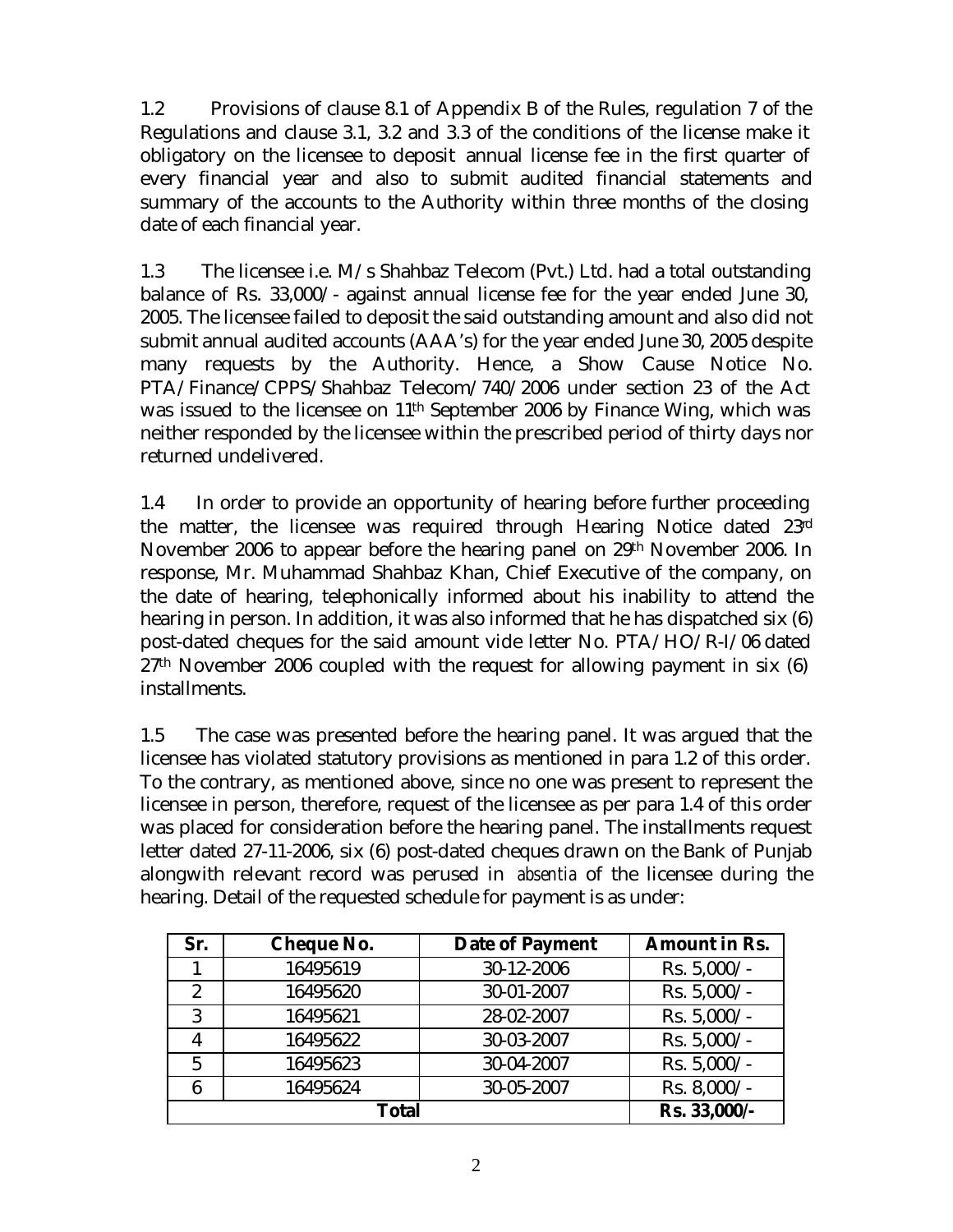1.2 Provisions of clause 8.1 of Appendix B of the Rules, regulation 7 of the Regulations and clause 3.1, 3.2 and 3.3 of the conditions of the license make it obligatory on the licensee to deposit annual license fee in the first quarter of every financial year and also to submit audited financial statements and summary of the accounts to the Authority within three months of the closing date of each financial year.

1.3 The licensee i.e. M/s Shahbaz Telecom (Pvt.) Ltd. had a total outstanding balance of Rs. 33,000/- against annual license fee for the year ended June 30, 2005. The licensee failed to deposit the said outstanding amount and also did not submit annual audited accounts (AAA's) for the year ended June 30, 2005 despite many requests by the Authority. Hence, a Show Cause Notice No. PTA/Finance/CPPS/Shahbaz Telecom/740/2006 under section 23 of the Act was issued to the licensee on 11th September 2006 by Finance Wing, which was neither responded by the licensee within the prescribed period of thirty days nor returned undelivered.

1.4 In order to provide an opportunity of hearing before further proceeding the matter, the licensee was required through Hearing Notice dated 23rd November 2006 to appear before the hearing panel on 29th November 2006. In response, Mr. Muhammad Shahbaz Khan, Chief Executive of the company, on the date of hearing, telephonically informed about his inability to attend the hearing in person. In addition, it was also informed that he has dispatched six (6) post-dated cheques for the said amount vide letter No. PTA/HO/R-I/06 dated 27th November 2006 coupled with the request for allowing payment in six (6) installments.

1.5 The case was presented before the hearing panel. It was argued that the licensee has violated statutory provisions as mentioned in para 1.2 of this order. To the contrary, as mentioned above, since no one was present to represent the licensee in person, therefore, request of the licensee as per para 1.4 of this order was placed for consideration before the hearing panel. The installments request letter dated 27-11-2006, six (6) post-dated cheques drawn on the Bank of Punjab alongwith relevant record was perused in *absentia* of the licensee during the hearing. Detail of the requested schedule for payment is as under:

| Sr. | Cheque No. | Date of Payment | Amount in Rs. |
|---|---|---|---|
| 1 | 16495619 | 30-12-2006 | Rs. 5,000/- |
| 2 | 16495620 | 30-01-2007 | Rs. 5,000/- |
| 3 | 16495621 | 28-02-2007 | Rs. 5,000/- |
| 4 | 16495622 | 30-03-2007 | Rs. 5,000/- |
| 5 | 16495623 | 30-04-2007 | Rs. 5,000/- |
| 6 | 16495624 | 30-05-2007 | Rs. 8,000/- |
| **Total** | | | **Rs. 33,000/-** |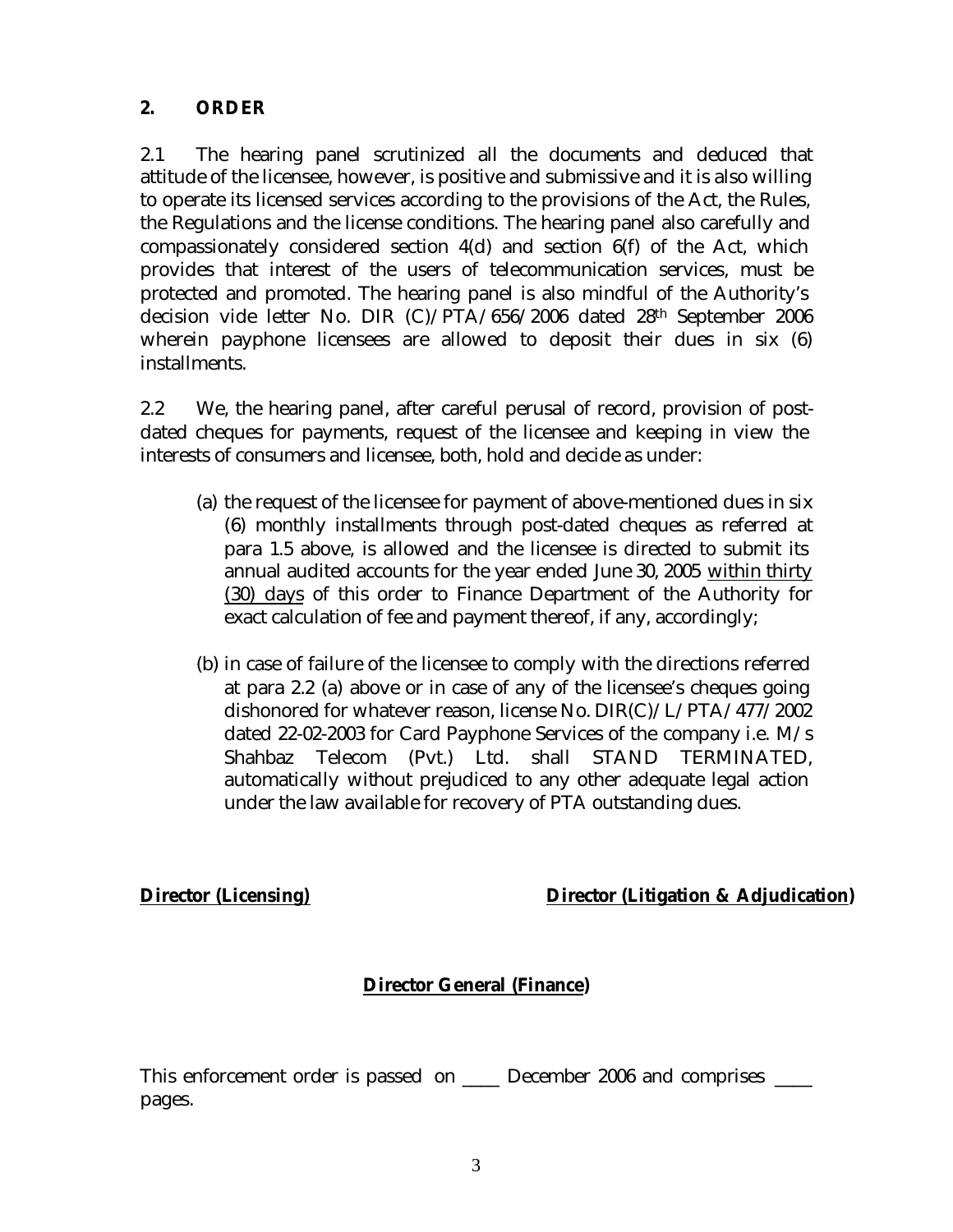## 2. ORDER

2.1 The hearing panel scrutinized all the documents and deduced that attitude of the licensee, however, is positive and submissive and it is also willing to operate its licensed services according to the provisions of the Act, the Rules, the Regulations and the license conditions. The hearing panel also carefully and compassionately considered section 4(d) and section 6(f) of the Act, which provides that interest of the users of telecommunication services, must be protected and promoted. The hearing panel is also mindful of the Authority's decision vide letter No. DIR (C)/PTA/656/2006 dated 28th September 2006 wherein payphone licensees are allowed to deposit their dues in six (6) installments.

2.2 We, the hearing panel, after careful perusal of record, provision of post-dated cheques for payments, request of the licensee and keeping in view the interests of consumers and licensee, both, hold and decide as under:

(a) the request of the licensee for payment of above-mentioned dues in six (6) monthly installments through post-dated cheques as referred at para 1.5 above, is allowed and the licensee is directed to submit its annual audited accounts for the year ended June 30, 2005 <u>within thirty (30) days</u> of this order to Finance Department of the Authority for exact calculation of fee and payment thereof, if any, accordingly;

(b) in case of failure of the licensee to comply with the directions referred at para 2.2 (a) above or in case of any of the licensee's cheques going dishonored for whatever reason, license No. DIR(C)/L/PTA/477/2002 dated 22-02-2003 for Card Payphone Services of the company i.e. M/s Shahbaz Telecom (Pvt.) Ltd. shall STAND TERMINATED, automatically without prejudiced to any other adequate legal action under the law available for recovery of PTA outstanding dues.

**<u>Director (Licensing)</u>** **<u>Director (Litigation & Adjudication</u>)**

**<u>Director General (Finance</u>)**

This enforcement order is passed on ____ December 2006 and comprises ____ pages.